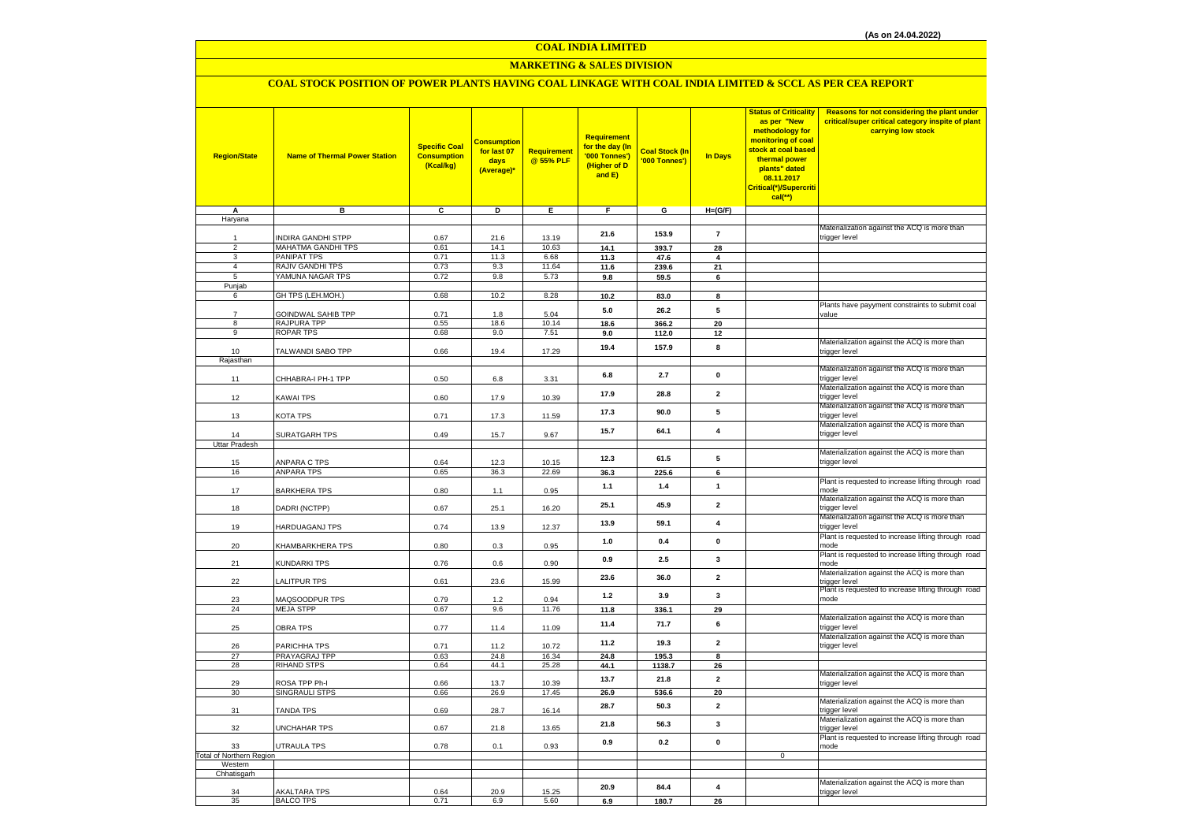(As on 24.04.2022)

# COAL INDIA LIMITED

## MARKETING & SALES DIVISION

### COAL STOCK POSITION OF POWER PLANTS HAVING COAL LINKAGE WITH COAL INDIA LIMITED & SCCL AS PER CEA REPORT

| Region/State | Name of Thermal Power Station | Specific Coal Consumption (Kcal/kg) | Consumption for last 07 days (Average)* | Requirement @ 55% PLF | Requirement for the day (In '000 Tonnes') (Higher of D and E) | Coal Stock (In '000 Tonnes') | In Days | Status of Criticality as per "New methodology for monitoring of coal stock at coal based thermal power plants" dated 08.11.2017 Critical(*)/Supercritical(**) | Reasons for not considering the plant under critical/super critical category inspite of plant carrying low stock |
|---|---|---|---|---|---|---|---|---|---|
| A | B | C | D | E | F | G | H=(G/F) | | |
| Haryana | | | | | | | | | |
| 1 | INDIRA GANDHI STPP | 0.67 | 21.6 | 13.19 | 21.6 | 153.9 | 7 | | Materialization against the ACQ is more than trigger level |
| 2 | MAHATMA GANDHI TPS | 0.61 | 14.1 | 10.63 | 14.1 | 393.7 | 28 | | |
| 3 | PANIPAT TPS | 0.71 | 11.3 | 6.68 | 11.3 | 47.6 | 4 | | |
| 4 | RAJIV GANDHI TPS | 0.73 | 9.3 | 11.64 | 11.6 | 239.6 | 21 | | |
| 5 | YAMUNA NAGAR TPS | 0.72 | 9.8 | 5.73 | 9.8 | 59.5 | 6 | | |
| Punjab | | | | | | | | | |
| 6 | GH TPS (LEH.MOH.) | 0.68 | 10.2 | 8.28 | 10.2 | 83.0 | 8 | | |
| 7 | GOINDWAL SAHIB TPP | 0.71 | 1.8 | 5.04 | 5.0 | 26.2 | 5 | | Plants have payyment constraints to submit coal value |
| 8 | RAJPURA TPP | 0.55 | 18.6 | 10.14 | 18.6 | 366.2 | 20 | | |
| 9 | ROPAR TPS | 0.68 | 9.0 | 7.51 | 9.0 | 112.0 | 12 | | |
| 10 | TALWANDI SABO TPP | 0.66 | 19.4 | 17.29 | 19.4 | 157.9 | 8 | | Materialization against the ACQ is more than trigger level |
| Rajasthan | | | | | | | | | |
| 11 | CHHABRA-I PH-1 TPP | 0.50 | 6.8 | 3.31 | 6.8 | 2.7 | 0 | | Materialization against the ACQ is more than trigger level |
| 12 | KAWAI TPS | 0.60 | 17.9 | 10.39 | 17.9 | 28.8 | 2 | | Materialization against the ACQ is more than trigger level |
| 13 | KOTA TPS | 0.71 | 17.3 | 11.59 | 17.3 | 90.0 | 5 | | Materialization against the ACQ is more than trigger level |
| 14 | SURATGARH TPS | 0.49 | 15.7 | 9.67 | 15.7 | 64.1 | 4 | | Materialization against the ACQ is more than trigger level |
| Uttar Pradesh | | | | | | | | | |
| 15 | ANPARA C TPS | 0.64 | 12.3 | 10.15 | 12.3 | 61.5 | 5 | | Materialization against the ACQ is more than trigger level |
| 16 | ANPARA TPS | 0.65 | 36.3 | 22.69 | 36.3 | 225.6 | 6 | | |
| 17 | BARKHERA TPS | 0.80 | 1.1 | 0.95 | 1.1 | 1.4 | 1 | | Plant is requested to increase lifting through road mode |
| 18 | DADRI (NCTPP) | 0.67 | 25.1 | 16.20 | 25.1 | 45.9 | 2 | | Materialization against the ACQ is more than trigger level |
| 19 | HARDUAGANJ TPS | 0.74 | 13.9 | 12.37 | 13.9 | 59.1 | 4 | | Materialization against the ACQ is more than trigger level |
| 20 | KHAMBARKHERA TPS | 0.80 | 0.3 | 0.95 | 1.0 | 0.4 | 0 | | Plant is requested to increase lifting through road mode |
| 21 | KUNDARKI TPS | 0.76 | 0.6 | 0.90 | 0.9 | 2.5 | 3 | | Plant is requested to increase lifting through road mode |
| 22 | LALITPUR TPS | 0.61 | 23.6 | 15.99 | 23.6 | 36.0 | 2 | | Materialization against the ACQ is more than trigger level |
| 23 | MAQSOODPUR TPS | 0.79 | 1.2 | 0.94 | 1.2 | 3.9 | 3 | | Plant is requested to increase lifting through road mode |
| 24 | MEJA STPP | 0.67 | 9.6 | 11.76 | 11.8 | 336.1 | 29 | | |
| 25 | OBRA TPS | 0.77 | 11.4 | 11.09 | 11.4 | 71.7 | 6 | | Materialization against the ACQ is more than trigger level |
| 26 | PARICHHA TPS | 0.71 | 11.2 | 10.72 | 11.2 | 19.3 | 2 | | Materialization against the ACQ is more than trigger level |
| 27 | PRAYAGRAJ TPP | 0.63 | 24.8 | 16.34 | 24.8 | 195.3 | 8 | | |
| 28 | RIHAND STPS | 0.64 | 44.1 | 25.28 | 44.1 | 1138.7 | 26 | | |
| 29 | ROSA TPP Ph-I | 0.66 | 13.7 | 10.39 | 13.7 | 21.8 | 2 | | Materialization against the ACQ is more than trigger level |
| 30 | SINGRAULI STPS | 0.66 | 26.9 | 17.45 | 26.9 | 536.6 | 20 | | |
| 31 | TANDA TPS | 0.69 | 28.7 | 16.14 | 28.7 | 50.3 | 2 | | Materialization against the ACQ is more than trigger level |
| 32 | UNCHAHAR TPS | 0.67 | 21.8 | 13.65 | 21.8 | 56.3 | 3 | | Materialization against the ACQ is more than trigger level |
| 33 | UTRAULA TPS | 0.78 | 0.1 | 0.93 | 0.9 | 0.2 | 0 | | Plant is requested to increase lifting through road mode |
| Total of Northern Region | | | | | | | | 0 | |
| Western | | | | | | | | | |
| Chhatisgarh | | | | | | | | | |
| 34 | AKALTARA TPS | 0.64 | 20.9 | 15.25 | 20.9 | 84.4 | 4 | | Materialization against the ACQ is more than trigger level |
| 35 | BALCO TPS | 0.71 | 6.9 | 5.60 | 6.9 | 180.7 | 26 | | |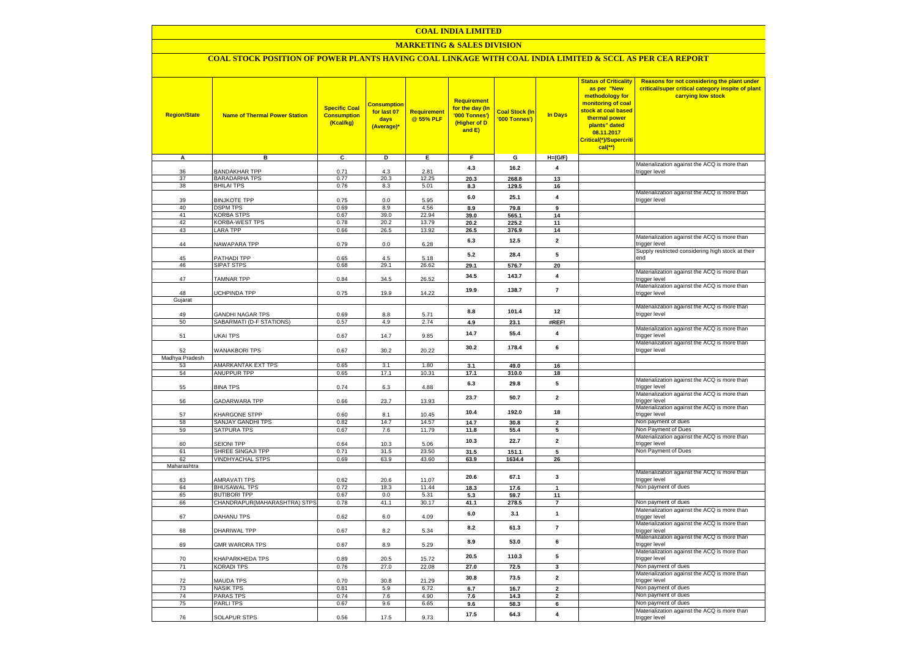# COAL INDIA LIMITED

## MARKETING & SALES DIVISION

### COAL STOCK POSITION OF POWER PLANTS HAVING COAL LINKAGE WITH COAL INDIA LIMITED & SCCL AS PER CEA REPORT

| Region/State | Name of Thermal Power Station | Specific Coal Consumption (Kcal/kg) | Consumption for last 07 days (Average)* | Requirement @ 55% PLF | Requirement for the day (In '000 Tonnes') (Higher of D and E) | Coal Stock (In '000 Tonnes') | In Days | Status of Criticality as per "New methodology for monitoring of coal stock at coal based thermal power plants" dated 08.11.2017 Critical(*)/Supercritical(**) | Reasons for not considering the plant under critical/super critical category inspite of plant carrying low stock |
|---|---|---|---|---|---|---|---|---|---|
| A | B | C | D | E | F | G | H=(G/F) | | |
| 36 | BANDAKHAR TPP | 0.71 | 4.3 | 2.81 | 4.3 | 16.2 | 4 | | Materialization against the ACQ is more than trigger level |
| 37 | BARADARHA TPS | 0.77 | 20.3 | 12.25 | 20.3 | 268.8 | 13 | | |
| 38 | BHILAI TPS | 0.76 | 8.3 | 5.01 | 8.3 | 129.5 | 16 | | |
| 39 | BINJKOTE TPP | 0.75 | 0.0 | 5.95 | 6.0 | 25.1 | 4 | | Materialization against the ACQ is more than trigger level |
| 40 | DSPM TPS | 0.69 | 8.9 | 4.56 | 8.9 | 79.8 | 9 | | |
| 41 | KORBA STPS | 0.67 | 39.0 | 22.94 | 39.0 | 565.1 | 14 | | |
| 42 | KORBA-WEST TPS | 0.78 | 20.2 | 13.79 | 20.2 | 225.2 | 11 | | |
| 43 | LARA TPP | 0.66 | 26.5 | 13.92 | 26.5 | 376.9 | 14 | | |
| 44 | NAWAPARA TPP | 0.79 | 0.0 | 6.28 | 6.3 | 12.5 | 2 | | Materialization against the ACQ is more than trigger level |
| 45 | PATHADI TPP | 0.65 | 4.5 | 5.18 | 5.2 | 28.4 | 5 | | Supply restricted considering high stock at their end |
| 46 | SIPAT STPS | 0.68 | 29.1 | 26.62 | 29.1 | 576.7 | 20 | | |
| 47 | TAMNAR TPP | 0.84 | 34.5 | 26.52 | 34.5 | 143.7 | 4 | | Materialization against the ACQ is more than trigger level |
| 48 | UCHPINDA TPP | 0.75 | 19.9 | 14.22 | 19.9 | 138.7 | 7 | | Materialization against the ACQ is more than trigger level |
| Gujarat | | | | | | | | | |
| 49 | GANDHI NAGAR TPS | 0.69 | 8.8 | 5.71 | 8.8 | 101.4 | 12 | | Materialization against the ACQ is more than trigger level |
| 50 | SABARMATI (D-F STATIONS) | 0.57 | 4.9 | 2.74 | 4.9 | 23.1 | #REF! | | |
| 51 | UKAI TPS | 0.67 | 14.7 | 9.85 | 14.7 | 55.4 | 4 | | Materialization against the ACQ is more than trigger level |
| 52 | WANAKBORI TPS | 0.67 | 30.2 | 20.22 | 30.2 | 178.4 | 6 | | Materialization against the ACQ is more than trigger level |
| Madhya Pradesh | | | | | | | | | |
| 53 | AMARKANTAK EXT TPS | 0.65 | 3.1 | 1.80 | 3.1 | 49.0 | 16 | | |
| 54 | ANUPPUR TPP | 0.65 | 17.1 | 10.31 | 17.1 | 310.0 | 18 | | |
| 55 | BINA TPS | 0.74 | 6.3 | 4.88 | 6.3 | 29.8 | 5 | | Materialization against the ACQ is more than trigger level |
| 56 | GADARWARA TPP | 0.66 | 23.7 | 13.93 | 23.7 | 50.7 | 2 | | Materialization against the ACQ is more than trigger level |
| 57 | KHARGONE STPP | 0.60 | 8.1 | 10.45 | 10.4 | 192.0 | 18 | | Materialization against the ACQ is more than trigger level |
| 58 | SANJAY GANDHI TPS | 0.82 | 14.7 | 14.57 | 14.7 | 30.8 | 2 | | Non payment of dues |
| 59 | SATPURA TPS | 0.67 | 7.6 | 11.79 | 11.8 | 55.4 | 5 | | Non Payment of Dues |
| 60 | SEIONI TPP | 0.64 | 10.3 | 5.06 | 10.3 | 22.7 | 2 | | Materialization against the ACQ is more than trigger level |
| 61 | SHREE SINGAJI TPP | 0.71 | 31.5 | 23.50 | 31.5 | 151.1 | 5 | | Non Payment of Dues |
| 62 | VINDHYACHAL STPS | 0.69 | 63.9 | 43.60 | 63.9 | 1634.4 | 26 | | |
| Maharashtra | | | | | | | | | |
| 63 | AMRAVATI TPS | 0.62 | 20.6 | 11.07 | 20.6 | 67.1 | 3 | | Materialization against the ACQ is more than trigger level |
| 64 | BHUSAWAL TPS | 0.72 | 18.3 | 11.44 | 18.3 | 17.6 | 1 | | Non payment of dues |
| 65 | BUTIBORI TPP | 0.67 | 0.0 | 5.31 | 5.3 | 59.7 | 11 | | |
| 66 | CHANDRAPUR(MAHARASHTRA) STPS | 0.78 | 41.1 | 30.17 | 41.1 | 278.5 | 7 | | Non payment of dues |
| 67 | DAHANU TPS | 0.62 | 6.0 | 4.09 | 6.0 | 3.1 | 1 | | Materialization against the ACQ is more than trigger level |
| 68 | DHARIWAL TPP | 0.67 | 8.2 | 5.34 | 8.2 | 61.3 | 7 | | Materialization against the ACQ is more than trigger level |
| 69 | GMR WARORA TPS | 0.67 | 8.9 | 5.29 | 8.9 | 53.0 | 6 | | Materialization against the ACQ is more than trigger level |
| 70 | KHAPARKHEDA TPS | 0.89 | 20.5 | 15.72 | 20.5 | 110.3 | 5 | | Materialization against the ACQ is more than trigger level |
| 71 | KORADI TPS | 0.76 | 27.0 | 22.08 | 27.0 | 72.5 | 3 | | Non payment of dues |
| 72 | MAUDA TPS | 0.70 | 30.8 | 21.29 | 30.8 | 73.5 | 2 | | Materialization against the ACQ is more than trigger level |
| 73 | NASIK TPS | 0.81 | 5.9 | 6.72 | 6.7 | 16.7 | 2 | | Non payment of dues |
| 74 | PARAS TPS | 0.74 | 7.6 | 4.90 | 7.6 | 14.3 | 2 | | Non payment of dues |
| 75 | PARLI TPS | 0.67 | 9.6 | 6.65 | 9.6 | 58.3 | 6 | | Non payment of dues |
| 76 | SOLAPUR STPS | 0.56 | 17.5 | 9.73 | 17.5 | 64.3 | 4 | | Materialization against the ACQ is more than trigger level |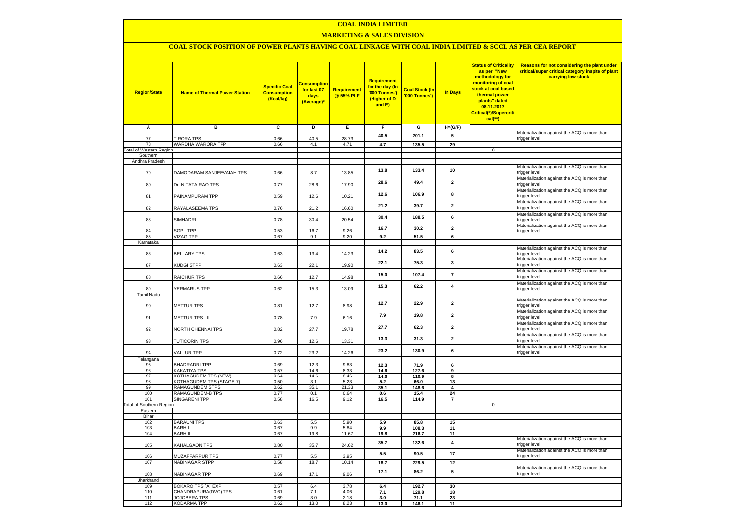# COAL INDIA LIMITED

## MARKETING & SALES DIVISION

### COAL STOCK POSITION OF POWER PLANTS HAVING COAL LINKAGE WITH COAL INDIA LIMITED & SCCL AS PER CEA REPORT

| Region/State | Name of Thermal Power Station | Specific Coal Consumption (Kcal/kg) | Consumption for last 07 days (Average)* | Requirement @ 55% PLF | Requirement for the day (In '000 Tonnes') (Higher of D and E) | Coal Stock (In '000 Tonnes') | In Days | Status of Criticality as per "New methodology for monitoring of coal stock at coal based thermal power plants" dated 08.11.2017 Critical(*)/Supercritical(**) | Reasons for not considering the plant under critical/super critical category inspite of plant carrying low stock |
|---|---|---|---|---|---|---|---|---|---|
| A | B | C | D | E | F | G | H=(G/F) | | |
| 77 | TIRORA TPS | 0.66 | 40.5 | 28.73 | 40.5 | 201.1 | 5 | | Materialization against the ACQ is more than trigger level |
| 78 | WARDHA WARORA TPP | 0.66 | 4.1 | 4.71 | 4.7 | 135.5 | 29 | | |
| Total of Western Region | | | | | | | | 0 | |
| Southern | | | | | | | | | |
| Andhra Pradesh | | | | | | | | | |
| 79 | DAMODARAM SANJEEVAIAH TPS | 0.66 | 8.7 | 13.85 | 13.8 | 133.4 | 10 | | Materialization against the ACQ is more than trigger level |
| 80 | Dr. N.TATA RAO TPS | 0.77 | 28.6 | 17.90 | 28.6 | 49.4 | 2 | | Materialization against the ACQ is more than trigger level |
| 81 | PAINAMPURAM TPP | 0.59 | 12.6 | 10.21 | 12.6 | 106.9 | 8 | | Materialization against the ACQ is more than trigger level |
| 82 | RAYALASEEMA TPS | 0.76 | 21.2 | 16.60 | 21.2 | 39.7 | 2 | | Materialization against the ACQ is more than trigger level |
| 83 | SIMHADRI | 0.78 | 30.4 | 20.54 | 30.4 | 188.5 | 6 | | Materialization against the ACQ is more than trigger level |
| 84 | SGPL TPP | 0.53 | 16.7 | 9.26 | 16.7 | 30.2 | 2 | | Materialization against the ACQ is more than trigger level |
| 85 | VIZAG TPP | 0.67 | 9.1 | 9.20 | 9.2 | 51.5 | 6 | | |
| Karnataka | | | | | | | | | |
| 86 | BELLARY TPS | 0.63 | 13.4 | 14.23 | 14.2 | 83.5 | 6 | | Materialization against the ACQ is more than trigger level |
| 87 | KUDGI STPP | 0.63 | 22.1 | 19.90 | 22.1 | 75.3 | 3 | | Materialization against the ACQ is more than trigger level |
| 88 | RAICHUR TPS | 0.66 | 12.7 | 14.98 | 15.0 | 107.4 | 7 | | Materialization against the ACQ is more than trigger level |
| 89 | YERMARUS TPP | 0.62 | 15.3 | 13.09 | 15.3 | 62.2 | 4 | | Materialization against the ACQ is more than trigger level |
| Tamil Nadu | | | | | | | | | |
| 90 | METTUR TPS | 0.81 | 12.7 | 8.98 | 12.7 | 22.9 | 2 | | Materialization against the ACQ is more than trigger level |
| 91 | METTUR TPS - II | 0.78 | 7.9 | 6.16 | 7.9 | 19.8 | 2 | | Materialization against the ACQ is more than trigger level |
| 92 | NORTH CHENNAI TPS | 0.82 | 27.7 | 19.78 | 27.7 | 62.3 | 2 | | Materialization against the ACQ is more than trigger level |
| 93 | TUTICORIN TPS | 0.96 | 12.6 | 13.31 | 13.3 | 31.3 | 2 | | Materialization against the ACQ is more than trigger level |
| 94 | VALLUR TPP | 0.72 | 23.2 | 14.26 | 23.2 | 130.9 | 6 | | Materialization against the ACQ is more than trigger level |
| Telangana | | | | | | | | | |
| 95 | BHADRADRI TPP | 0.69 | 12.3 | 9.83 | 12.3 | 71.9 | 6 | | |
| 96 | KAKATIYA TPS | 0.57 | 14.6 | 8.33 | 14.6 | 127.6 | 9 | | |
| 97 | KOTHAGUDEM TPS (NEW) | 0.64 | 14.6 | 8.46 | 14.6 | 110.9 | 8 | | |
| 98 | KOTHAGUDEM TPS (STAGE-7) | 0.50 | 3.1 | 5.23 | 5.2 | 66.0 | 13 | | |
| 99 | RAMAGUNDEM STPS | 0.62 | 35.1 | 21.33 | 35.1 | 148.6 | 4 | | |
| 100 | RAMAGUNDEM-B TPS | 0.77 | 0.1 | 0.64 | 0.6 | 15.4 | 24 | | |
| 101 | SINGARENI TPP | 0.58 | 16.5 | 9.12 | 16.5 | 114.9 | 7 | | |
| Total of Southern Region | | | | | | | | 0 | |
| Eastern | | | | | | | | | |
| Bihar | | | | | | | | | |
| 102 | BARAUNI TPS | 0.63 | 5.5 | 5.90 | 5.9 | 85.8 | 15 | | |
| 103 | BARH I | 0.67 | 9.9 | 5.84 | 9.9 | 108.3 | 11 | | |
| 104 | BARH II | 0.67 | 19.8 | 11.67 | 19.8 | 216.7 | 11 | | |
| 105 | KAHALGAON TPS | 0.80 | 35.7 | 24.62 | 35.7 | 132.6 | 4 | | Materialization against the ACQ is more than trigger level |
| 106 | MUZAFFARPUR TPS | 0.77 | 5.5 | 3.95 | 5.5 | 90.5 | 17 | | Materialization against the ACQ is more than trigger level |
| 107 | NABINAGAR STPP | 0.58 | 18.7 | 10.14 | 18.7 | 229.5 | 12 | | |
| 108 | NABINAGAR TPP | 0.69 | 17.1 | 9.06 | 17.1 | 86.2 | 5 | | Materialization against the ACQ is more than trigger level |
| Jharkhand | | | | | | | | | |
| 109 | BOKARO TPS `A` EXP | 0.57 | 6.4 | 3.78 | 6.4 | 192.7 | 30 | | |
| 110 | CHANDRAPURA(DVC) TPS | 0.61 | 7.1 | 4.06 | 7.1 | 129.8 | 18 | | |
| 111 | JOJOBERA TPS | 0.69 | 3.0 | 2.18 | 3.0 | 71.1 | 23 | | |
| 112 | KODARMA TPP | 0.62 | 13.0 | 8.23 | 13.0 | 146.1 | 11 | | |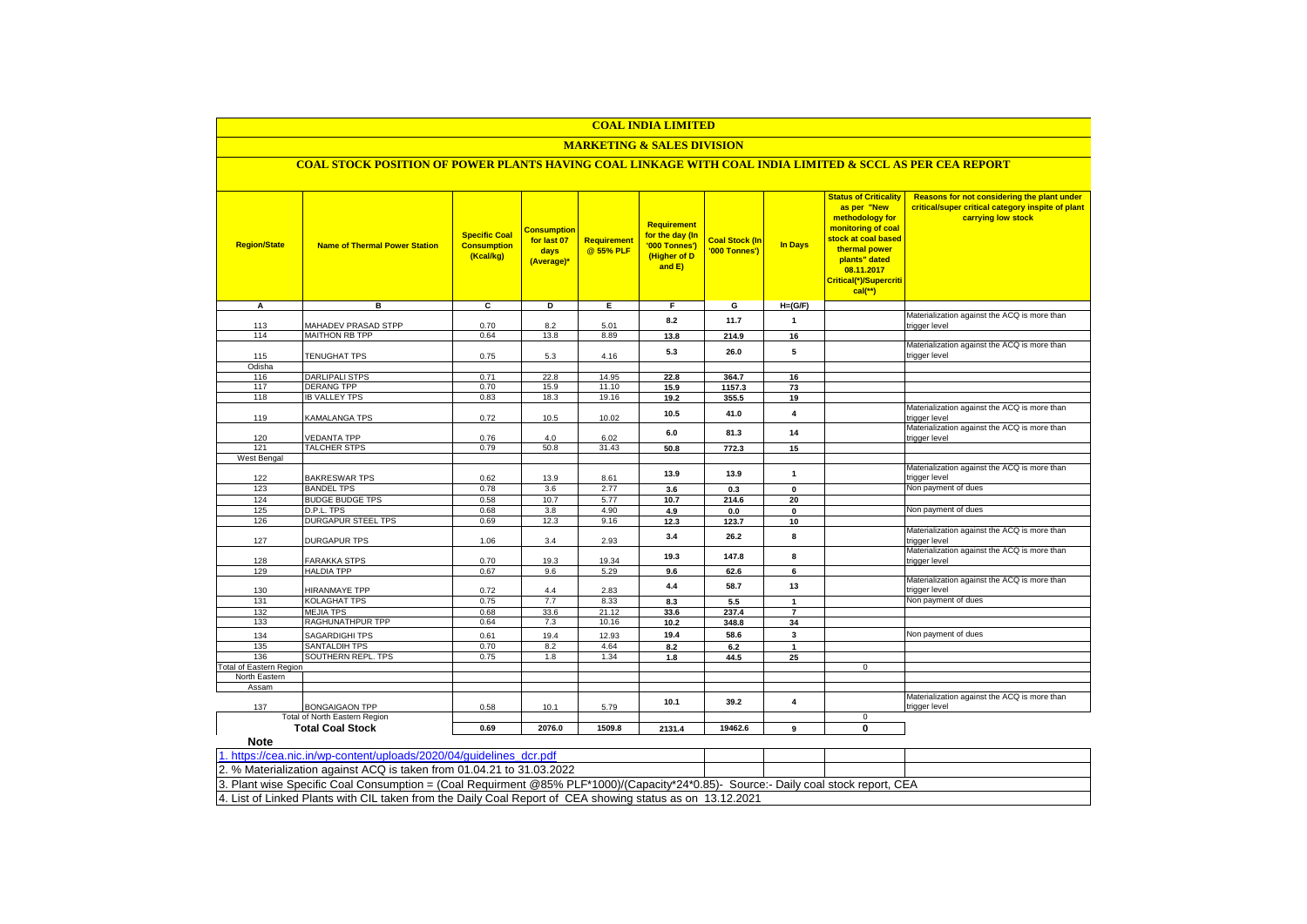# COAL INDIA LIMITED

## MARKETING & SALES DIVISION

### COAL STOCK POSITION OF POWER PLANTS HAVING COAL LINKAGE WITH COAL INDIA LIMITED & SCCL AS PER CEA REPORT

| Region/State | Name of Thermal Power Station | Specific Coal Consumption (Kcal/kg) | Consumption for last 07 days (Average)* | Requirement @ 55% PLF | Requirement for the day (In '000 Tonnes') (Higher of D and E) | Coal Stock (In '000 Tonnes') | In Days | Status of Criticality as per "New methodology for monitoring of coal stock at coal based thermal power plants" dated 08.11.2017 Critical(*)/Supercritical(**) | Reasons for not considering the plant under critical/super critical category inspite of plant carrying low stock |
|---|---|---|---|---|---|---|---|---|---|
| A | B | C | D | E | F | G | H=(G/F) | | |
| 113 | MAHADEV PRASAD STPP | 0.70 | 8.2 | 5.01 | 8.2 | 11.7 | 1 | | Materialization against the ACQ is more than trigger level |
| 114 | MAITHON RB TPP | 0.64 | 13.8 | 8.89 | 13.8 | 214.9 | 16 | | |
| 115 | TENUGHAT TPS | 0.75 | 5.3 | 4.16 | 5.3 | 26.0 | 5 | | Materialization against the ACQ is more than trigger level |
| Odisha | | | | | | | | | |
| 116 | DARLIPALI STPS | 0.71 | 22.8 | 14.95 | 22.8 | 364.7 | 16 | | |
| 117 | DERANG TPP | 0.70 | 15.9 | 11.10 | 15.9 | 1157.3 | 73 | | |
| 118 | IB VALLEY TPS | 0.83 | 18.3 | 19.16 | 19.2 | 355.5 | 19 | | |
| 119 | KAMALANGA TPS | 0.72 | 10.5 | 10.02 | 10.5 | 41.0 | 4 | | Materialization against the ACQ is more than trigger level |
| 120 | VEDANTA TPP | 0.76 | 4.0 | 6.02 | 6.0 | 81.3 | 14 | | Materialization against the ACQ is more than trigger level |
| 121 | TALCHER STPS | 0.79 | 50.8 | 31.43 | 50.8 | 772.3 | 15 | | |
| West Bengal | | | | | | | | | |
| 122 | BAKRESWAR TPS | 0.62 | 13.9 | 8.61 | 13.9 | 13.9 | 1 | | Materialization against the ACQ is more than trigger level |
| 123 | BANDEL TPS | 0.78 | 3.6 | 2.77 | 3.6 | 0.3 | 0 | | Non payment of dues |
| 124 | BUDGE BUDGE TPS | 0.58 | 10.7 | 5.77 | 10.7 | 214.6 | 20 | | |
| 125 | D.P.L. TPS | 0.68 | 3.8 | 4.90 | 4.9 | 0.0 | 0 | | Non payment of dues |
| 126 | DURGAPUR STEEL TPS | 0.69 | 12.3 | 9.16 | 12.3 | 123.7 | 10 | | |
| 127 | DURGAPUR TPS | 1.06 | 3.4 | 2.93 | 3.4 | 26.2 | 8 | | Materialization against the ACQ is more than trigger level |
| 128 | FARAKKA STPS | 0.70 | 19.3 | 19.34 | 19.3 | 147.8 | 8 | | Materialization against the ACQ is more than trigger level |
| 129 | HALDIA TPP | 0.67 | 9.6 | 5.29 | 9.6 | 62.6 | 6 | | |
| 130 | HIRANMAYE TPP | 0.72 | 4.4 | 2.83 | 4.4 | 58.7 | 13 | | Materialization against the ACQ is more than trigger level |
| 131 | KOLAGHAT TPS | 0.75 | 7.7 | 8.33 | 8.3 | 5.5 | 1 | | Non payment of dues |
| 132 | MEJIA TPS | 0.68 | 33.6 | 21.12 | 33.6 | 237.4 | 7 | | |
| 133 | RAGHUNATHPUR TPP | 0.64 | 7.3 | 10.16 | 10.2 | 348.8 | 34 | | |
| 134 | SAGARDIGHI TPS | 0.61 | 19.4 | 12.93 | 19.4 | 58.6 | 3 | | Non payment of dues |
| 135 | SANTALDIH TPS | 0.70 | 8.2 | 4.64 | 8.2 | 6.2 | 1 | | |
| 136 | SOUTHERN REPL. TPS | 0.75 | 1.8 | 1.34 | 1.8 | 44.5 | 25 | | |
| Total of Eastern Region | | | | | | | | 0 | |
| North Eastern | | | | | | | | | |
| Assam | | | | | | | | | |
| 137 | BONGAIGAON TPP | 0.58 | 10.1 | 5.79 | 10.1 | 39.2 | 4 | | Materialization against the ACQ is more than trigger level |
| Total of North Eastern Region | | | | | | | | 0 | |
| **Total Coal Stock** | | 0.69 | 2076.0 | 1509.8 | 2131.4 | 19462.6 | 9 | 0 | |

**Note**

1. https://cea.nic.in/wp-content/uploads/2020/04/guidelines_dcr.pdf
2. % Materialization against ACQ is taken from 01.04.21 to 31.03.2022
3. Plant wise Specific Coal Consumption = (Coal Requirment @85% PLF*1000)/(Capacity*24*0.85)- Source:- Daily coal stock report, CEA
4. List of Linked Plants with CIL taken from the Daily Coal Report of CEA showing status as on 13.12.2021